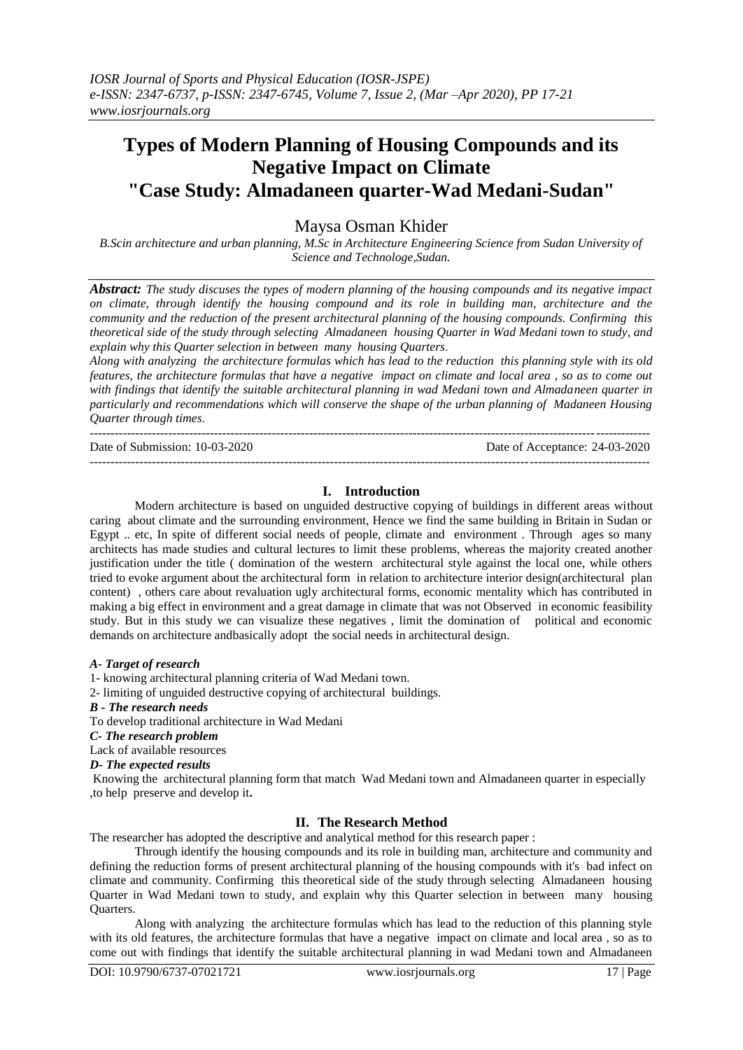# Types of Modern Planning of Housing Compounds and its Negative Impact on Climate "Case Study: Almadaneen quarter-Wad Medani-Sudan"

Maysa Osman Khider

*B.Scin architecture and urban planning, M.Sc in Architecture Engineering Science from Sudan University of Science and Technologe,Sudan.*

***Abstract:*** *The study discuses the types of modern planning of the housing compounds and its negative impact on climate, through identify the housing compound and its role in building man, architecture and the community and the reduction of the present architectural planning of the housing compounds. Confirming this theoretical side of the study through selecting Almadaneen housing Quarter in Wad Medani town to study, and explain why this Quarter selection in between many housing Quarters.*

*Along with analyzing the architecture formulas which has lead to the reduction this planning style with its old features, the architecture formulas that have a negative impact on climate and local area , so as to come out with findings that identify the suitable architectural planning in wad Medani town and Almadaneen quarter in particularly and recommendations which will conserve the shape of the urban planning of Madaneen Housing Quarter through times.*

---

Date of Submission: 10-03-2020 Date of Acceptance: 24-03-2020

---

## I. Introduction

Modern architecture is based on unguided destructive copying of buildings in different areas without caring about climate and the surrounding environment, Hence we find the same building in Britain in Sudan or Egypt .. etc, In spite of different social needs of people, climate and environment . Through ages so many architects has made studies and cultural lectures to limit these problems, whereas the majority created another justification under the title ( domination of the western architectural style against the local one, while others tried to evoke argument about the architectural form in relation to architecture interior design(architectural plan content) , others care about revaluation ugly architectural forms, economic mentality which has contributed in making a big effect in environment and a great damage in climate that was not Observed in economic feasibility study. But in this study we can visualize these negatives , limit the domination of political and economic demands on architecture andbasically adopt the social needs in architectural design.

***A- Target of research***

1- knowing architectural planning criteria of Wad Medani town.

2- limiting of unguided destructive copying of architectural buildings.

***B - The research needs***

To develop traditional architecture in Wad Medani

***C- The research problem***

Lack of available resources

***D- The expected results***

Knowing the architectural planning form that match Wad Medani town and Almadaneen quarter in especially ,to help preserve and develop it**.**

## II. The Research Method

The researcher has adopted the descriptive and analytical method for this research paper :

Through identify the housing compounds and its role in building man, architecture and community and defining the reduction forms of present architectural planning of the housing compounds with it's bad infect on climate and community. Confirming this theoretical side of the study through selecting Almadaneen housing Quarter in Wad Medani town to study, and explain why this Quarter selection in between many housing Quarters.

Along with analyzing the architecture formulas which has lead to the reduction of this planning style with its old features, the architecture formulas that have a negative impact on climate and local area , so as to come out with findings that identify the suitable architectural planning in wad Medani town and Almadaneen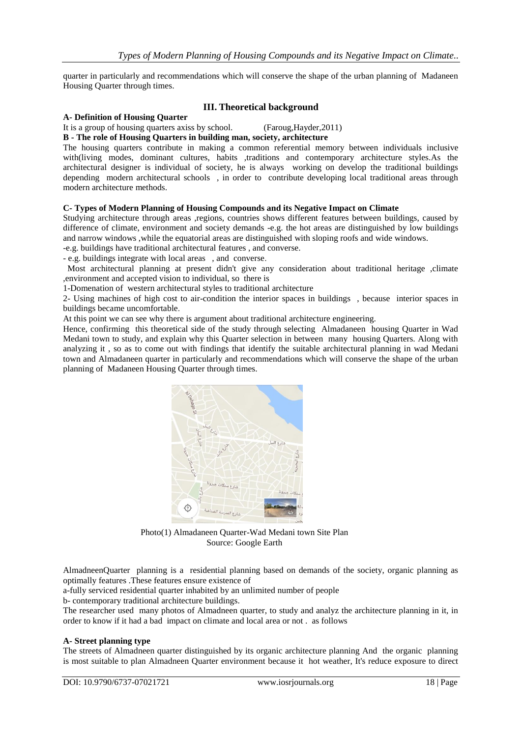quarter in particularly and recommendations which will conserve the shape of the urban planning of Madaneen Housing Quarter through times.

## III. Theoretical background

**A- Definition of Housing Quarter**

It is a group of housing quarters axiss by school. (Faroug,Hayder,2011)

**B - The role of Housing Quarters in building man, society, architecture**

The housing quarters contribute in making a common referential memory between individuals inclusive with(living modes, dominant cultures, habits ,traditions and contemporary architecture styles.As the architectural designer is individual of society, he is always working on develop the traditional buildings depending modern architectural schools , in order to contribute developing local traditional areas through modern architecture methods.

**C- Types of Modern Planning of Housing Compounds and its Negative Impact on Climate**

Studying architecture through areas ,regions, countries shows different features between buildings, caused by difference of climate, environment and society demands -e.g. the hot areas are distinguished by low buildings and narrow windows ,while the equatorial areas are distinguished with sloping roofs and wide windows.

-e.g. buildings have traditional architectural features , and converse.

- e.g. buildings integrate with local areas , and converse.

Most architectural planning at present didn't give any consideration about traditional heritage ,climate ,environment and accepted vision to individual, so there is

1-Domenation of western architectural styles to traditional architecture

2- Using machines of high cost to air-condition the interior spaces in buildings , because interior spaces in buildings became uncomfortable.

At this point we can see why there is argument about traditional architecture engineering.

Hence, confirming this theoretical side of the study through selecting Almadaneen housing Quarter in Wad Medani town to study, and explain why this Quarter selection in between many housing Quarters. Along with analyzing it , so as to come out with findings that identify the suitable architectural planning in wad Medani town and Almadaneen quarter in particularly and recommendations which will conserve the shape of the urban planning of Madaneen Housing Quarter through times.

Photo(1) Almadaneen Quarter-Wad Medani town Site Plan
Source: Google Earth

AlmadneenQuarter planning is a residential planning based on demands of the society, organic planning as optimally features .These features ensure existence of

a-fully serviced residential quarter inhabited by an unlimited number of people

b- contemporary traditional architecture buildings.

The researcher used many photos of Almadneen quarter, to study and analyz the architecture planning in it, in order to know if it had a bad impact on climate and local area or not . as follows

**A- Street planning type**

The streets of Almadneen quarter distinguished by its organic architecture planning And the organic planning is most suitable to plan Almadneen Quarter environment because it hot weather, It's reduce exposure to direct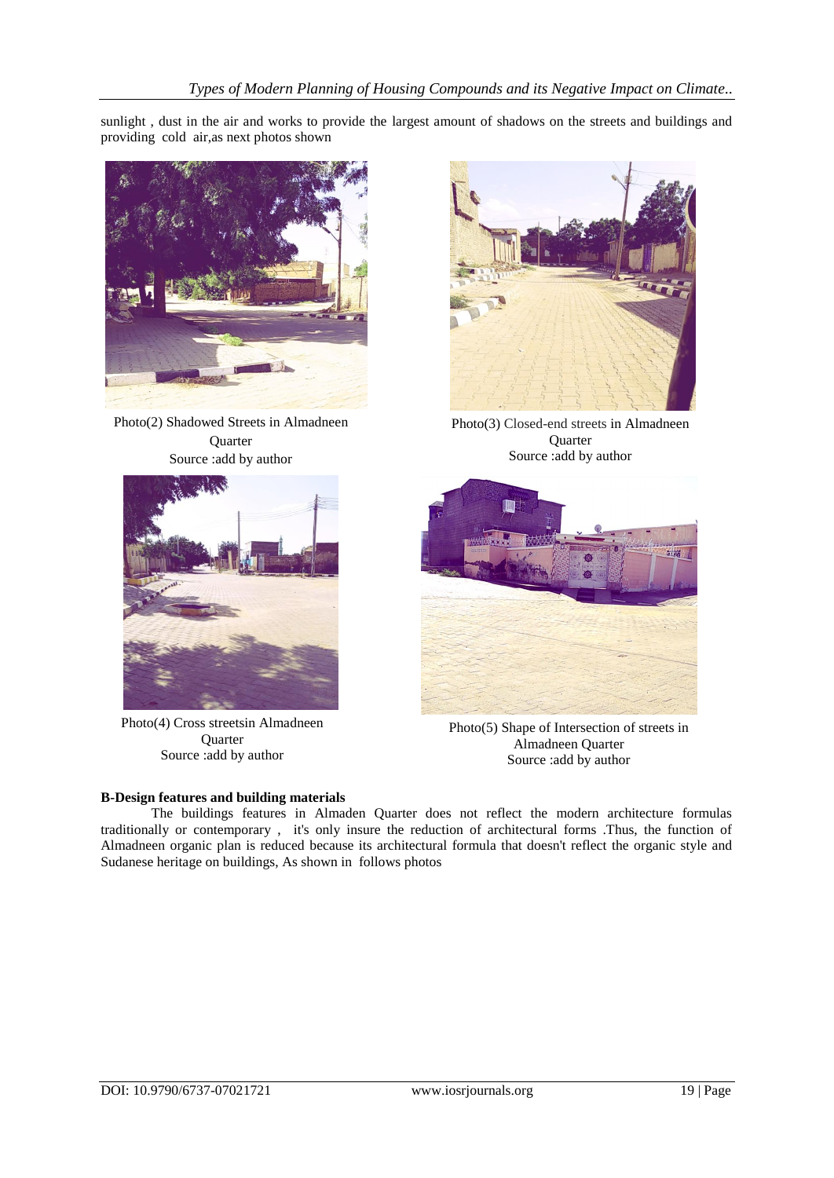sunlight , dust in the air and works to provide the largest amount of shadows on the streets and buildings and providing cold air,as next photos shown

Photo(2) Shadowed Streets in Almadneen Quarter
Source :add by author

Photo(3) Closed-end streets in Almadneen Quarter
Source :add by author

Photo(4) Cross streetsin Almadneen Quarter
Source :add by author

Photo(5) Shape of Intersection of streets in Almadneen Quarter
Source :add by author

**B-Design features and building materials**

The buildings features in Almaden Quarter does not reflect the modern architecture formulas traditionally or contemporary , it's only insure the reduction of architectural forms .Thus, the function of Almadneen organic plan is reduced because its architectural formula that doesn't reflect the organic style and Sudanese heritage on buildings, As shown in follows photos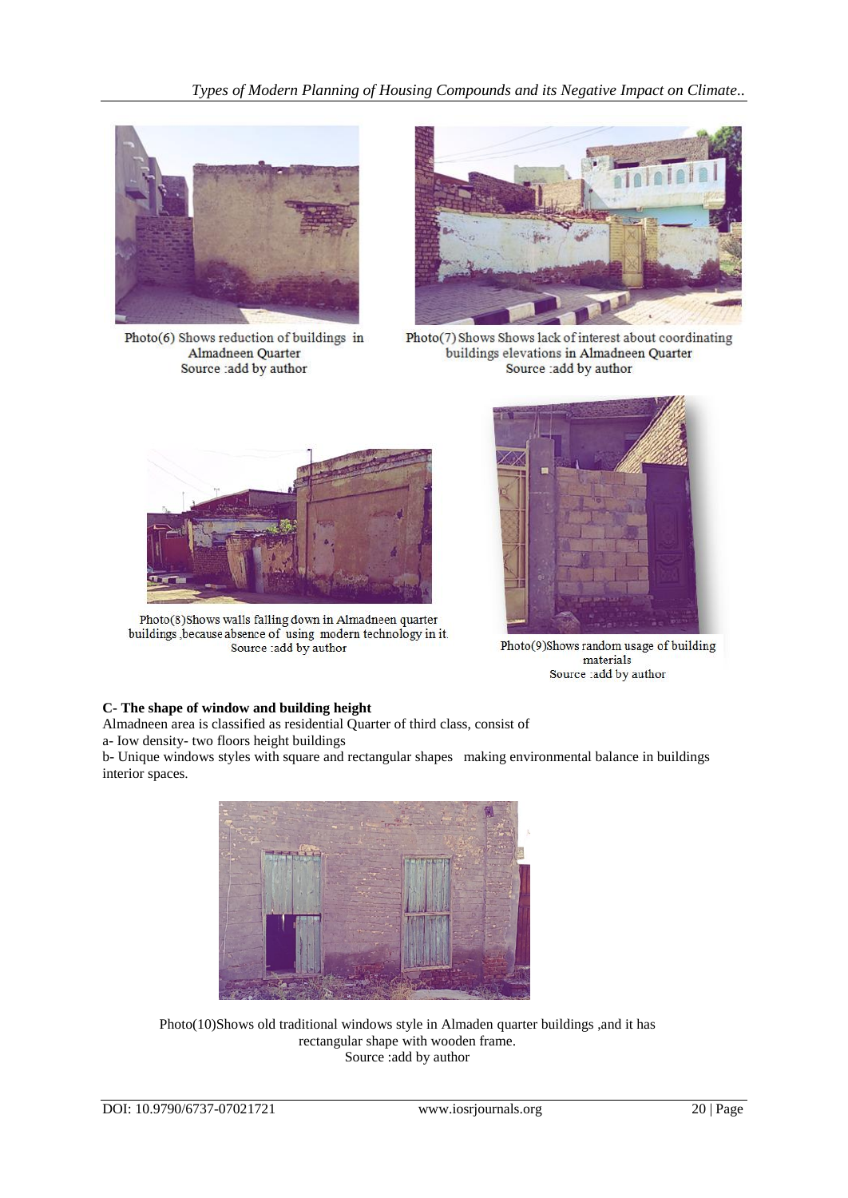Photo(6) Shows reduction of buildings in Almadneen Quarter
Source :add by author

Photo(7) Shows Shows lack of interest about coordinating buildings elevations in Almadneen Quarter
Source :add by author

Photo(8)Shows walls falling down in Almadneen quarter buildings ,because absence of using modern technology in it.
Source :add by author

Photo(9)Shows random usage of building materials
Source :add by author

**C- The shape of window and building height**

Almadneen area is classified as residential Quarter of third class, consist of

a- Iow density- two floors height buildings

b- Unique windows styles with square and rectangular shapes making environmental balance in buildings interior spaces.

Photo(10)Shows old traditional windows style in Almaden quarter buildings ,and it has rectangular shape with wooden frame.
Source :add by author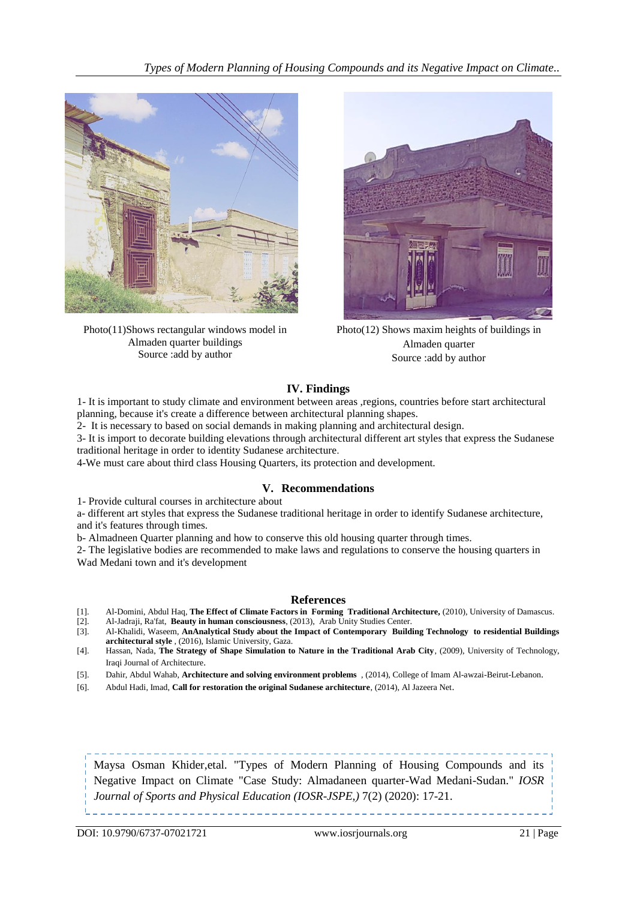Photo(11)Shows rectangular windows model in Almaden quarter buildings
Source :add by author

Photo(12) Shows maxim heights of buildings in Almaden quarter
Source :add by author

## IV. Findings

1- It is important to study climate and environment between areas ,regions, countries before start architectural planning, because it's create a difference between architectural planning shapes.

2- It is necessary to based on social demands in making planning and architectural design.

3- It is import to decorate building elevations through architectural different art styles that express the Sudanese traditional heritage in order to identity Sudanese architecture.

4-We must care about third class Housing Quarters, its protection and development.

## V. Recommendations

1- Provide cultural courses in architecture about

a- different art styles that express the Sudanese traditional heritage in order to identify Sudanese architecture, and it's features through times.

b- Almadneen Quarter planning and how to conserve this old housing quarter through times.

2- The legislative bodies are recommended to make laws and regulations to conserve the housing quarters in Wad Medani town and it's development

## References

[1]. Al-Domini, Abdul Haq, **The Effect of Climate Factors in Forming Traditional Architecture,** (2010), University of Damascus.

[2]. Al-Jadraji, Ra'fat, **Beauty in human consciousness**, (2013), Arab Unity Studies Center.

[3]. Al-Khalidi, Waseem, **AnAnalytical Study about the Impact of Contemporary Building Technology to residential Buildings architectural style** , (2016), Islamic University, Gaza.

[4]. Hassan, Nada, **The Strategy of Shape Simulation to Nature in the Traditional Arab City**, (2009), University of Technology, Iraqi Journal of Architecture.

[5]. Dahir, Abdul Wahab, **Architecture and solving environment problems** , (2014), College of Imam Al-awzai-Beirut-Lebanon.

[6]. Abdul Hadi, Imad, **Call for restoration the original Sudanese architecture**, (2014), Al Jazeera Net.

Maysa Osman Khider,etal. "Types of Modern Planning of Housing Compounds and its Negative Impact on Climate "Case Study: Almadaneen quarter-Wad Medani-Sudan." *IOSR Journal of Sports and Physical Education (IOSR-JSPE,)* 7(2) (2020): 17-21.